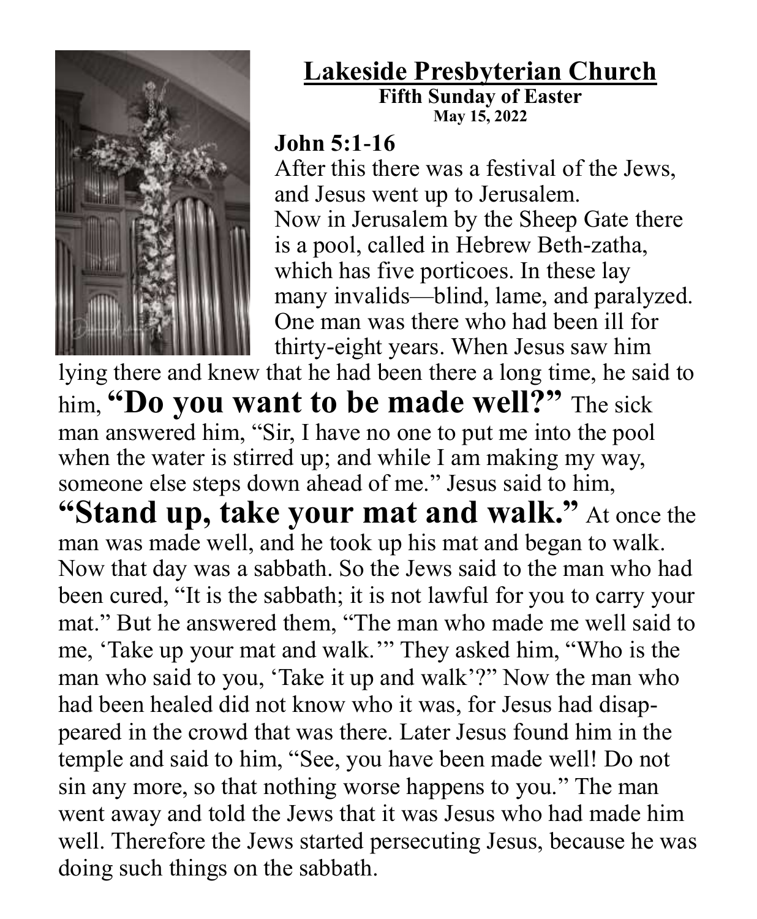# Lakeside Presbyterian Church

**Fifth Sunday of Easter**
**May 15, 2022**

**John 5:1-16**

After this there was a festival of the Jews, and Jesus went up to Jerusalem. Now in Jerusalem by the Sheep Gate there is a pool, called in Hebrew Beth-zatha, which has five porticoes. In these lay many invalids—blind, lame, and paralyzed. One man was there who had been ill for thirty-eight years. When Jesus saw him lying there and knew that he had been there a long time, he said to him, **"Do you want to be made well?"** The sick man answered him, "Sir, I have no one to put me into the pool when the water is stirred up; and while I am making my way, someone else steps down ahead of me." Jesus said to him, **"Stand up, take your mat and walk."** At once the man was made well, and he took up his mat and began to walk. Now that day was a sabbath. So the Jews said to the man who had been cured, "It is the sabbath; it is not lawful for you to carry your mat." But he answered them, "The man who made me well said to me, 'Take up your mat and walk.'" They asked him, "Who is the man who said to you, 'Take it up and walk'?" Now the man who had been healed did not know who it was, for Jesus had disappeared in the crowd that was there. Later Jesus found him in the temple and said to him, "See, you have been made well! Do not sin any more, so that nothing worse happens to you." The man went away and told the Jews that it was Jesus who had made him well. Therefore the Jews started persecuting Jesus, because he was doing such things on the sabbath.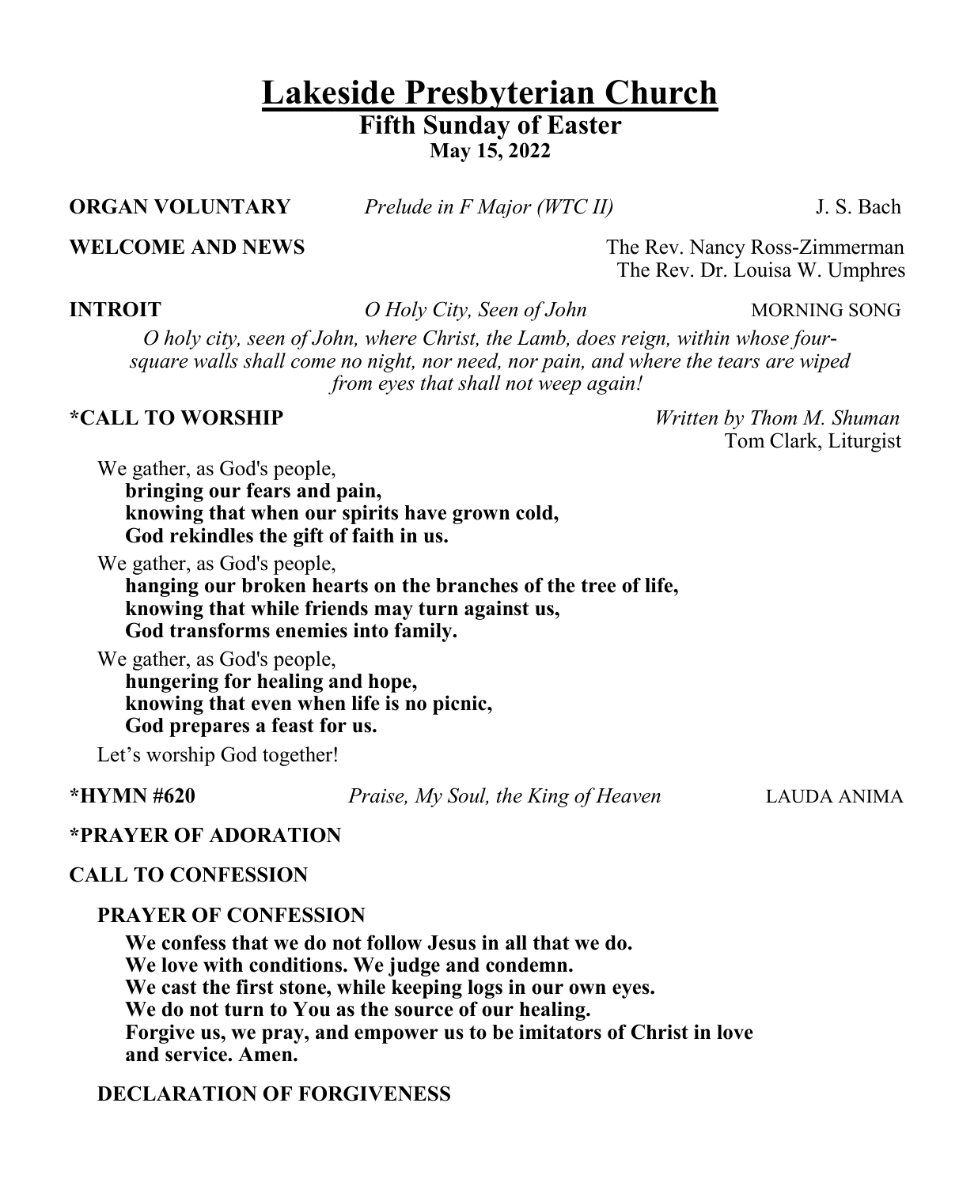# Lakeside Presbyterian Church

## Fifth Sunday of Easter

**May 15, 2022**

**ORGAN VOLUNTARY** *Prelude in F Major (WTC II)* J. S. Bach

**WELCOME AND NEWS** The Rev. Nancy Ross-Zimmerman
The Rev. Dr. Louisa W. Umphres

**INTROIT** *O Holy City, Seen of John* MORNING SONG

*O holy city, seen of John, where Christ, the Lamb, does reign, within whose four-square walls shall come no night, nor need, nor pain, and where the tears are wiped from eyes that shall not weep again!*

**\*CALL TO WORSHIP** *Written by Thom M. Shuman*
Tom Clark, Liturgist

We gather, as God's people,
**bringing our fears and pain,**
**knowing that when our spirits have grown cold,**
**God rekindles the gift of faith in us.**

We gather, as God's people,
**hanging our broken hearts on the branches of the tree of life,**
**knowing that while friends may turn against us,**
**God transforms enemies into family.**

We gather, as God's people,
**hungering for healing and hope,**
**knowing that even when life is no picnic,**
**God prepares a feast for us.**

Let's worship God together!

**\*HYMN #620** *Praise, My Soul, the King of Heaven* LAUDA ANIMA

**\*PRAYER OF ADORATION**

**CALL TO CONFESSION**

**PRAYER OF CONFESSION**

**We confess that we do not follow Jesus in all that we do.**
**We love with conditions. We judge and condemn.**
**We cast the first stone, while keeping logs in our own eyes.**
**We do not turn to You as the source of our healing.**
**Forgive us, we pray, and empower us to be imitators of Christ in love and service. Amen.**

**DECLARATION OF FORGIVENESS**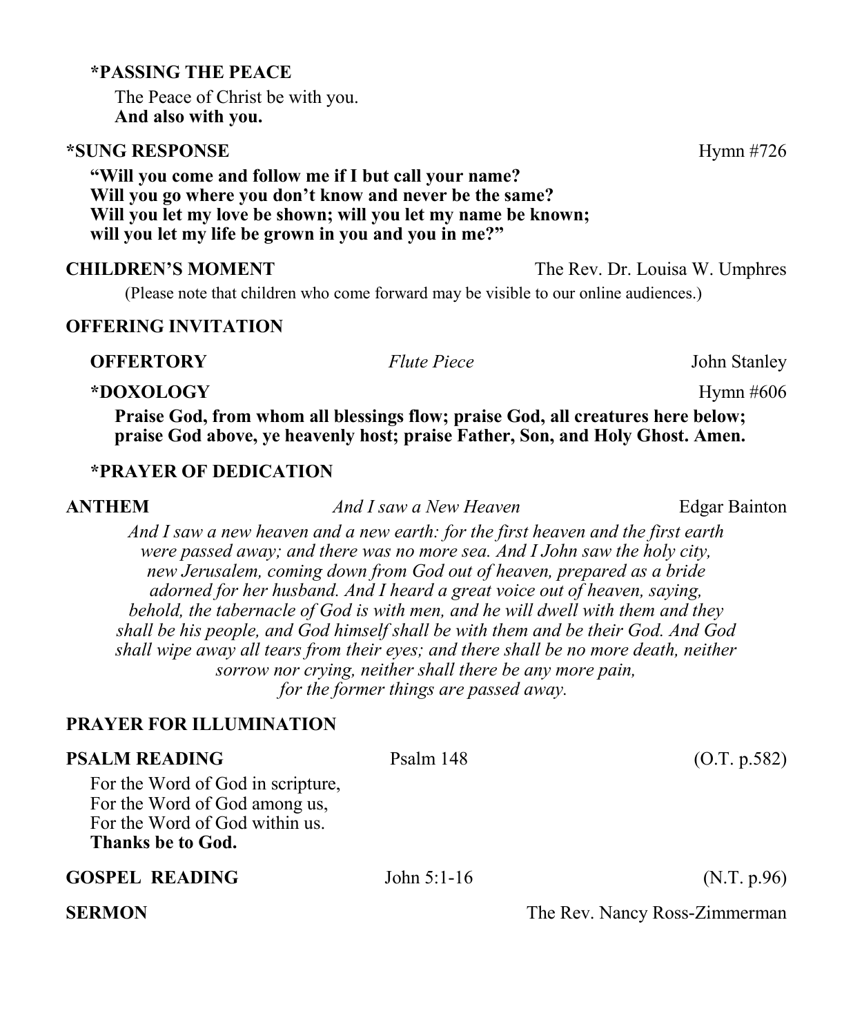**\*PASSING THE PEACE**

The Peace of Christ be with you.
**And also with you.**

**\*SUNG RESPONSE** Hymn #726

**"Will you come and follow me if I but call your name?
Will you go where you don't know and never be the same?
Will you let my love be shown; will you let my name be known;
will you let my life be grown in you and you in me?"**

**CHILDREN'S MOMENT** The Rev. Dr. Louisa W. Umphres

(Please note that children who come forward may be visible to our online audiences.)

**OFFERING INVITATION**

**OFFERTORY** *Flute Piece* John Stanley

**\*DOXOLOGY** Hymn #606

**Praise God, from whom all blessings flow; praise God, all creatures here below;
praise God above, ye heavenly host; praise Father, Son, and Holy Ghost. Amen.**

**\*PRAYER OF DEDICATION**

**ANTHEM** *And I saw a New Heaven* Edgar Bainton

*And I saw a new heaven and a new earth: for the first heaven and the first earth were passed away; and there was no more sea. And I John saw the holy city, new Jerusalem, coming down from God out of heaven, prepared as a bride adorned for her husband. And I heard a great voice out of heaven, saying, behold, the tabernacle of God is with men, and he will dwell with them and they shall be his people, and God himself shall be with them and be their God. And God shall wipe away all tears from their eyes; and there shall be no more death, neither sorrow nor crying, neither shall there be any more pain, for the former things are passed away.*

**PRAYER FOR ILLUMINATION**

**PSALM READING** Psalm 148 (O.T. p.582)

For the Word of God in scripture,
For the Word of God among us,
For the Word of God within us.
**Thanks be to God.**

**GOSPEL READING** John 5:1-16 (N.T. p.96)

**SERMON** The Rev. Nancy Ross-Zimmerman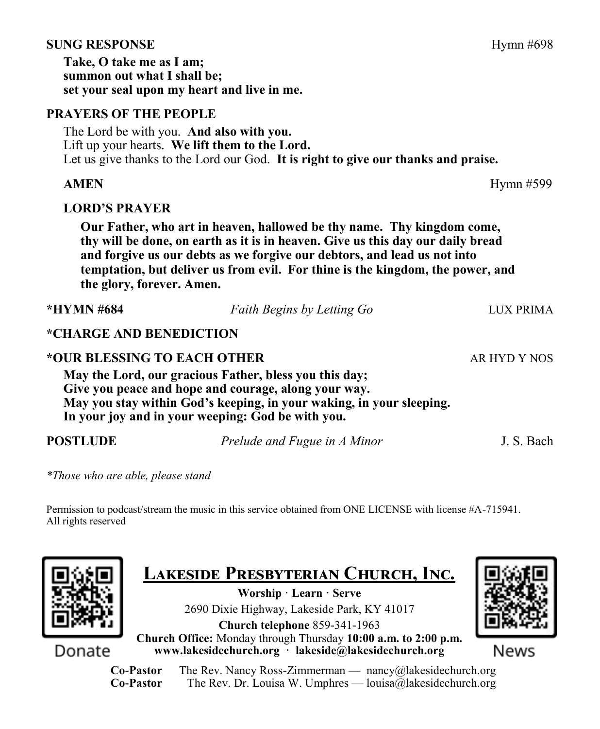**SUNG RESPONSE** Hymn #698

**Take, O take me as I am;**
**summon out what I shall be;**
**set your seal upon my heart and live in me.**

**PRAYERS OF THE PEOPLE**

The Lord be with you. **And also with you.**
Lift up your hearts. **We lift them to the Lord.**
Let us give thanks to the Lord our God. **It is right to give our thanks and praise.**

**AMEN** Hymn #599

**LORD'S PRAYER**

**Our Father, who art in heaven, hallowed be thy name. Thy kingdom come, thy will be done, on earth as it is in heaven. Give us this day our daily bread and forgive us our debts as we forgive our debtors, and lead us not into temptation, but deliver us from evil. For thine is the kingdom, the power, and the glory, forever. Amen.**

**\*HYMN #684** *Faith Begins by Letting Go* LUX PRIMA

**\*CHARGE AND BENEDICTION**

**\*OUR BLESSING TO EACH OTHER** AR HYD Y NOS

**May the Lord, our gracious Father, bless you this day;**
**Give you peace and hope and courage, along your way.**
**May you stay within God's keeping, in your waking, in your sleeping.**
**In your joy and in your weeping: God be with you.**

**POSTLUDE** *Prelude and Fugue in A Minor* J. S. Bach

*\*Those who are able, please stand*

Permission to podcast/stream the music in this service obtained from ONE LICENSE with license #A-715941. All rights reserved

Donate

## LAKESIDE PRESBYTERIAN CHURCH, INC.

**Worship · Learn · Serve**
2690 Dixie Highway, Lakeside Park, KY 41017
**Church telephone** 859-341-1963
**Church Office:** Monday through Thursday **10:00 a.m. to 2:00 p.m.**
**www.lakesidechurch.org · lakeside@lakesidechurch.org**

News

**Co-Pastor** The Rev. Nancy Ross-Zimmerman — nancy@lakesidechurch.org
**Co-Pastor** The Rev. Dr. Louisa W. Umphres — louisa@lakesidechurch.org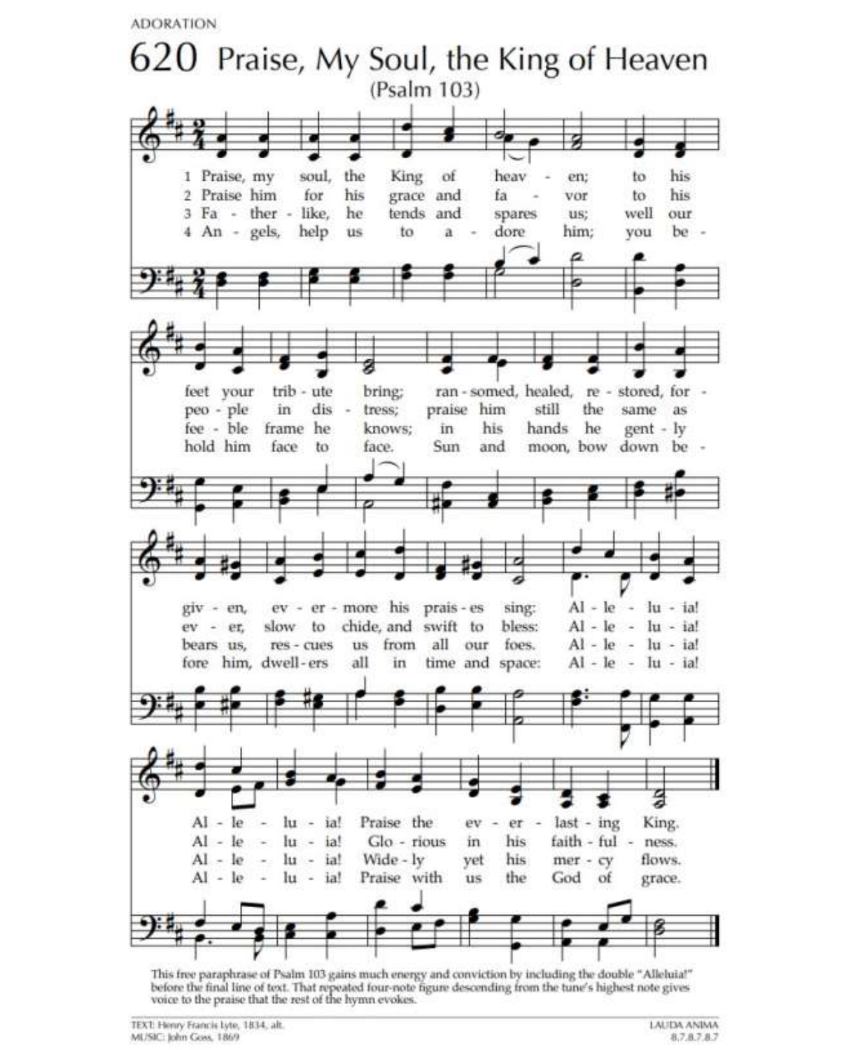ADORATION

# 620 Praise, My Soul, the King of Heaven

(Psalm 103)

1 Praise, my soul, the King of heaven; to his feet your tribute bring; ransomed, healed, restored, forgiven, evermore his praises sing: Alleluia! Alleluia! Praise the everlasting King.

2 Praise him for his grace and favor to his people in distress; praise him still the same as ever, slow to chide, and swift to bless: Alleluia! Alleluia! Glorious in his faithfulness.

3 Father-like, he tends and spares us; well our feeble frame he knows; in his hands he gently bears us, rescues us from all our foes. Alleluia! Alleluia! Widely yet his mercy flows.

4 Angels, help us to adore him; you behold him face to face. Sun and moon, bow down before him, dwellers all in time and space: Alleluia! Alleluia! Praise with us the God of grace.

This free paraphrase of Psalm 103 gains much energy and conviction by including the double "Alleluia!" before the final line of text. That repeated four-note figure descending from the tune's highest note gives voice to the praise that the rest of the hymn evokes.

TEXT: Henry Francis Lyte, 1834, alt.
MUSIC: John Goss, 1869

LAUDA ANIMA
8.7.8.7.8.7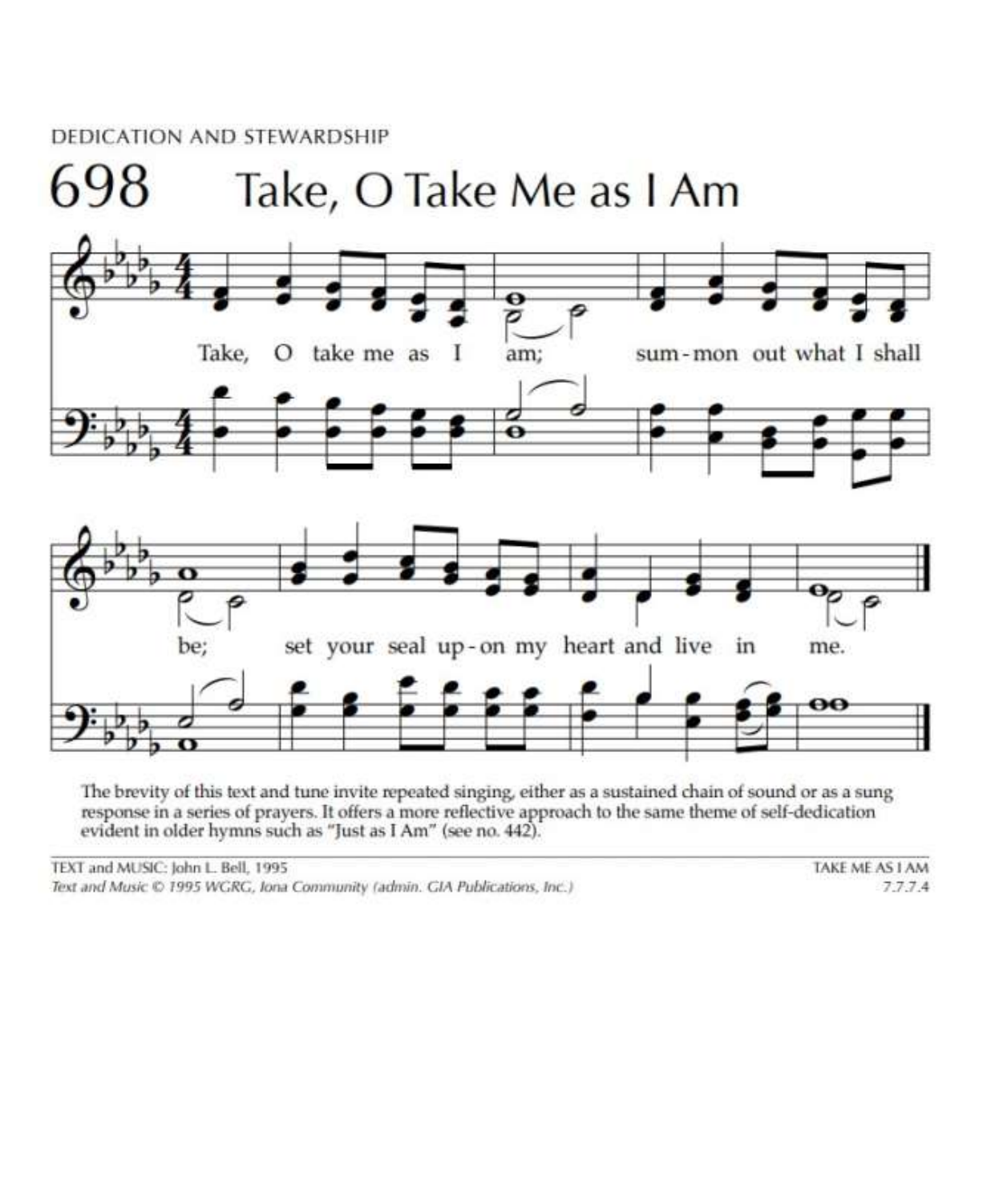DEDICATION AND STEWARDSHIP

# 698 Take, O Take Me as I Am

Take, O take me as I am; summon out what I shall be; set your seal upon my heart and live in me.

The brevity of this text and tune invite repeated singing, either as a sustained chain of sound or as a sung response in a series of prayers. It offers a more reflective approach to the same theme of self-dedication evident in older hymns such as "Just as I Am" (see no. 442).

TEXT and MUSIC: John L. Bell, 1995
*Text and Music © 1995 WGRG, Iona Community (admin. GIA Publications, Inc.)*

TAKE ME AS I AM
7.7.7.4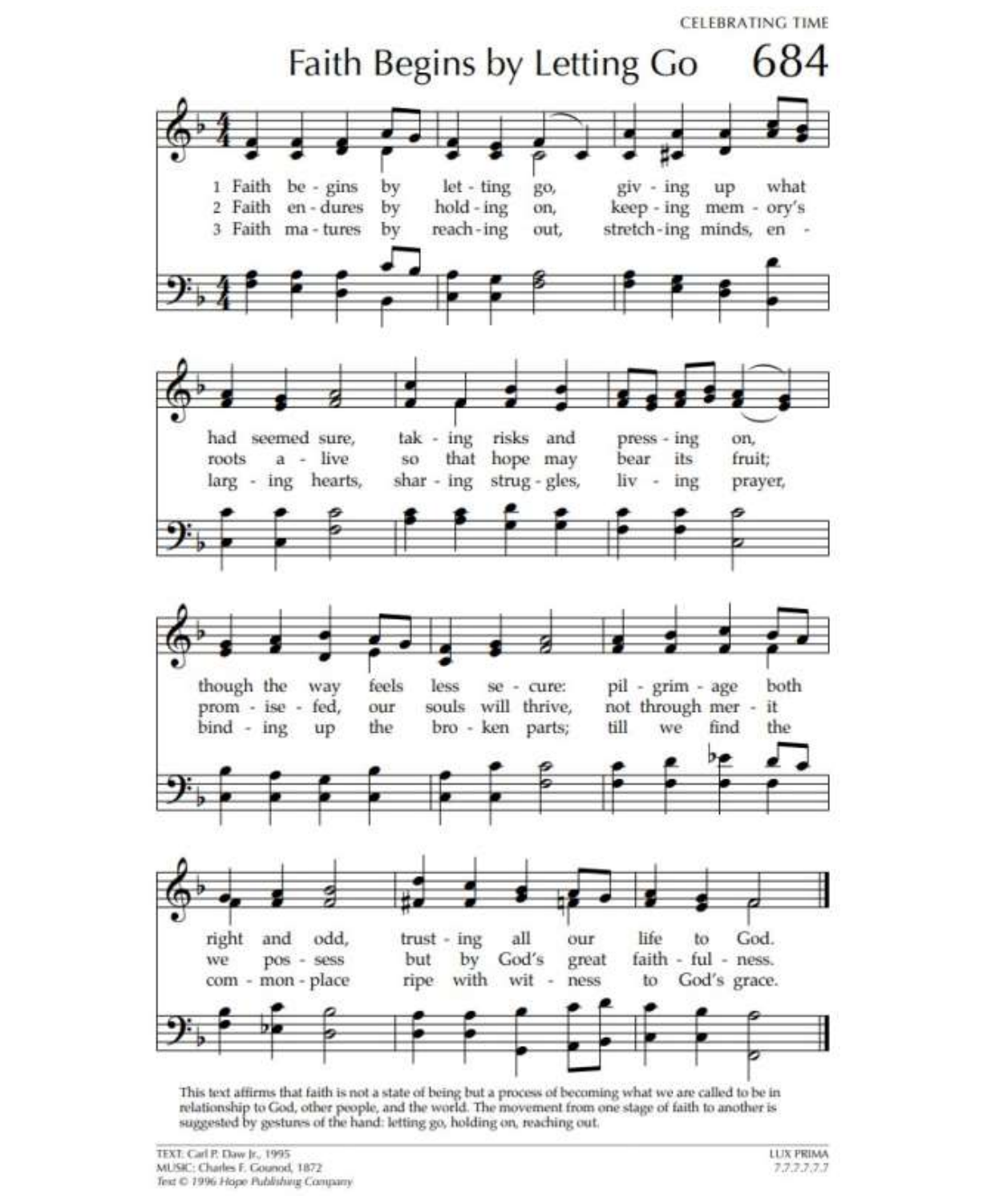# Faith Begins by Letting Go

684

1 Faith begins by letting go, giving up what had seemed sure, taking risks and pressing on, though the way feels less secure: pilgrimage both right and odd, trusting all our life to God.

2 Faith endures by holding on, keeping memory's roots alive so that hope may bear its fruit; promise-fed, our souls will thrive, not through merit we possess but by God's great faithfulness.

3 Faith matures by reaching out, stretching minds, enlarging hearts, sharing struggles, living prayer, binding up the broken parts; till we find the commonplace ripe with witness to God's grace.

This text affirms that faith is not a state of being but a process of becoming what we are called to be in relationship to God, other people, and the world. The movement from one stage of faith to another is suggested by gestures of the hand: letting go, holding on, reaching out.

TEXT: Carl P. Daw Jr., 1995
MUSIC: Charles F. Gounod, 1872
*Text © 1996 Hope Publishing Company*

LUX PRIMA
7.7.7.7.7.7